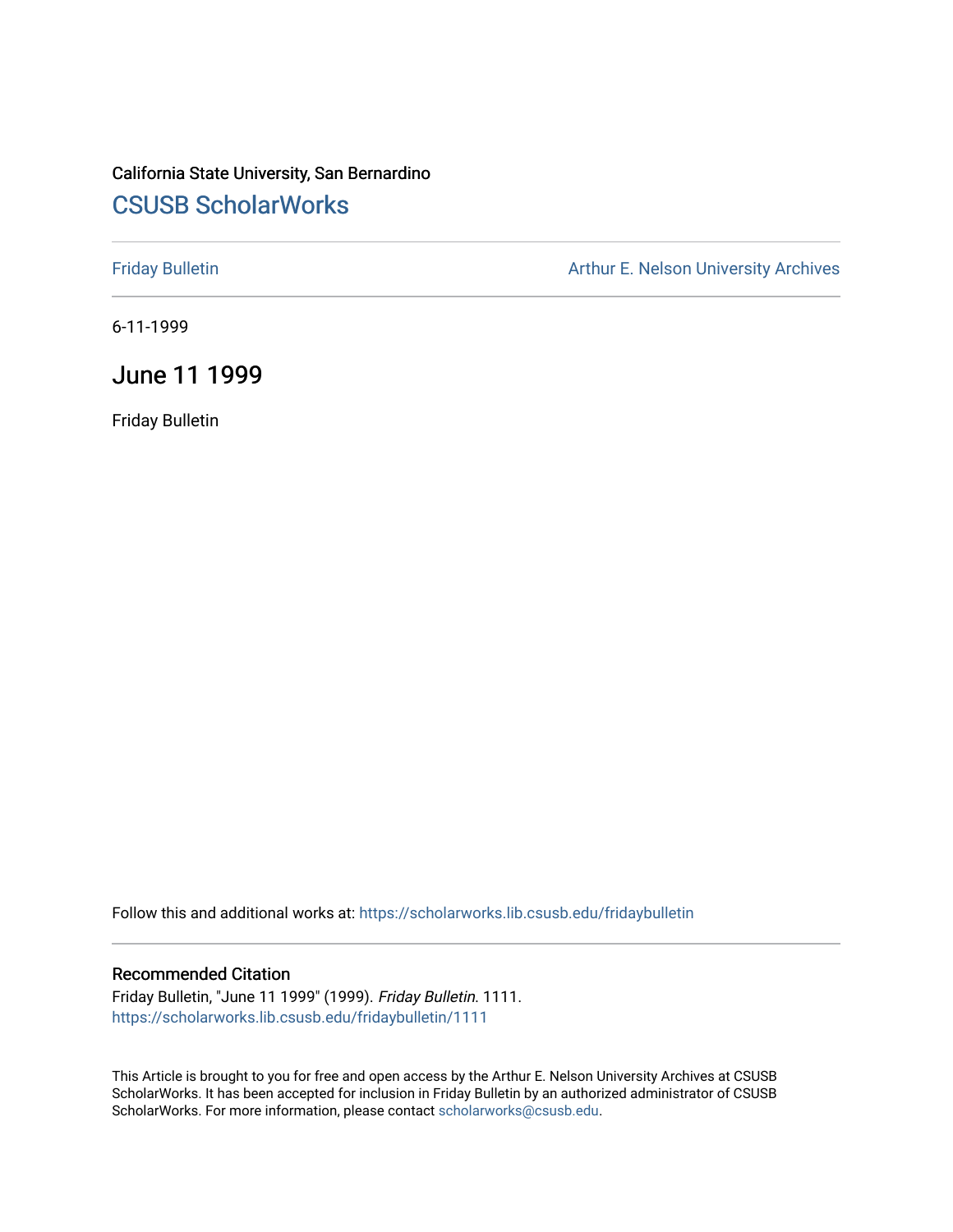California State University, San Bernardino

## CSUSB ScholarWorks

Friday Bulletin

Arthur E. Nelson University Archives

6-11-1999

# June 11 1999

Friday Bulletin

Follow this and additional works at: https://scholarworks.lib.csusb.edu/fridaybulletin

### Recommended Citation

Friday Bulletin, "June 11 1999" (1999). *Friday Bulletin*. 1111.
https://scholarworks.lib.csusb.edu/fridaybulletin/1111

This Article is brought to you for free and open access by the Arthur E. Nelson University Archives at CSUSB ScholarWorks. It has been accepted for inclusion in Friday Bulletin by an authorized administrator of CSUSB ScholarWorks. For more information, please contact scholarworks@csusb.edu.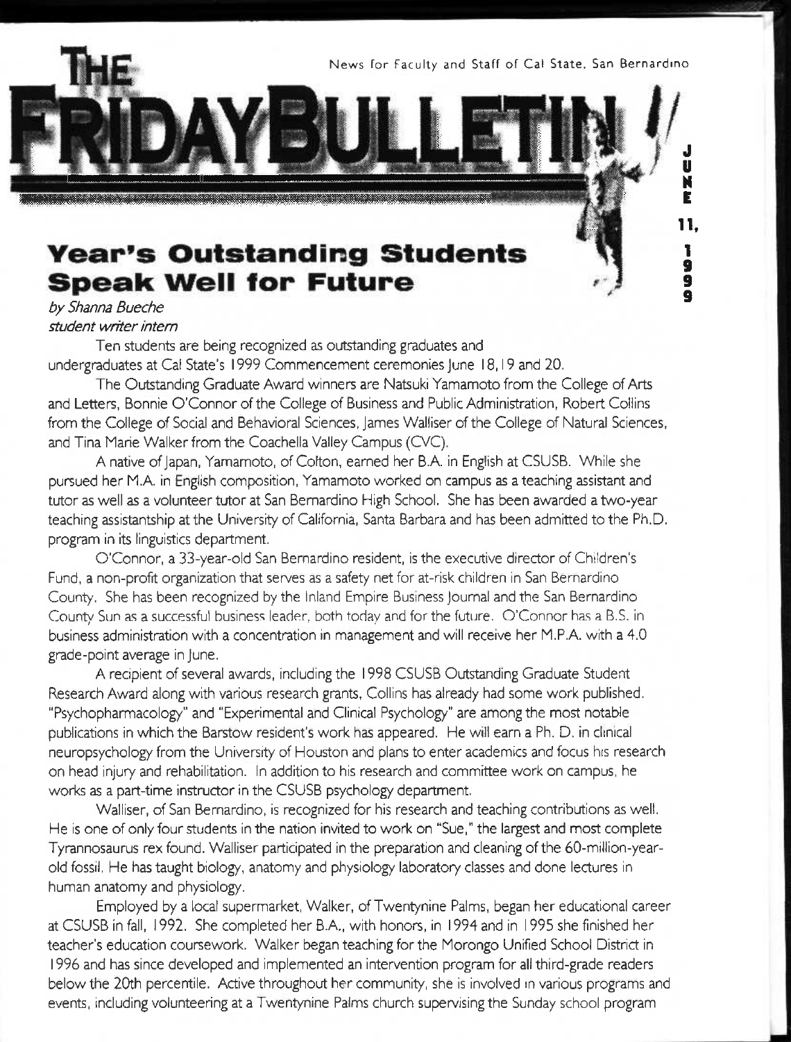# THE FRIDAY BULLETIN

News for Faculty and Staff of Cal State, San Bernardino

JUNE 11, 1999

## Year's Outstanding Students Speak Well for Future

*by Shanna Bueche*
*student writer intern*

Ten students are being recognized as outstanding graduates and undergraduates at Cal State's 1999 Commencement ceremonies June 18, 19 and 20.

The Outstanding Graduate Award winners are Natsuki Yamamoto from the College of Arts and Letters, Bonnie O'Connor of the College of Business and Public Administration, Robert Collins from the College of Social and Behavioral Sciences, James Walliser of the College of Natural Sciences, and Tina Marie Walker from the Coachella Valley Campus (CVC).

A native of Japan, Yamamoto, of Colton, earned her B.A. in English at CSUSB. While she pursued her M.A. in English composition, Yamamoto worked on campus as a teaching assistant and tutor as well as a volunteer tutor at San Bernardino High School. She has been awarded a two-year teaching assistantship at the University of California, Santa Barbara and has been admitted to the Ph.D. program in its linguistics department.

O'Connor, a 33-year-old San Bernardino resident, is the executive director of Children's Fund, a non-profit organization that serves as a safety net for at-risk children in San Bernardino County. She has been recognized by the Inland Empire Business Journal and the San Bernardino County Sun as a successful business leader, both today and for the future. O'Connor has a B.S. in business administration with a concentration in management and will receive her M.P.A. with a 4.0 grade-point average in June.

A recipient of several awards, including the 1998 CSUSB Outstanding Graduate Student Research Award along with various research grants, Collins has already had some work published. "Psychopharmacology" and "Experimental and Clinical Psychology" are among the most notable publications in which the Barstow resident's work has appeared. He will earn a Ph. D. in clinical neuropsychology from the University of Houston and plans to enter academics and focus his research on head injury and rehabilitation. In addition to his research and committee work on campus, he works as a part-time instructor in the CSUSB psychology department.

Walliser, of San Bernardino, is recognized for his research and teaching contributions as well. He is one of only four students in the nation invited to work on "Sue," the largest and most complete Tyrannosaurus rex found. Walliser participated in the preparation and cleaning of the 60-million-year-old fossil. He has taught biology, anatomy and physiology laboratory classes and done lectures in human anatomy and physiology.

Employed by a local supermarket, Walker, of Twentynine Palms, began her educational career at CSUSB in fall, 1992. She completed her B.A., with honors, in 1994 and in 1995 she finished her teacher's education coursework. Walker began teaching for the Morongo Unified School District in 1996 and has since developed and implemented an intervention program for all third-grade readers below the 20th percentile. Active throughout her community, she is involved in various programs and events, including volunteering at a Twentynine Palms church supervising the Sunday school program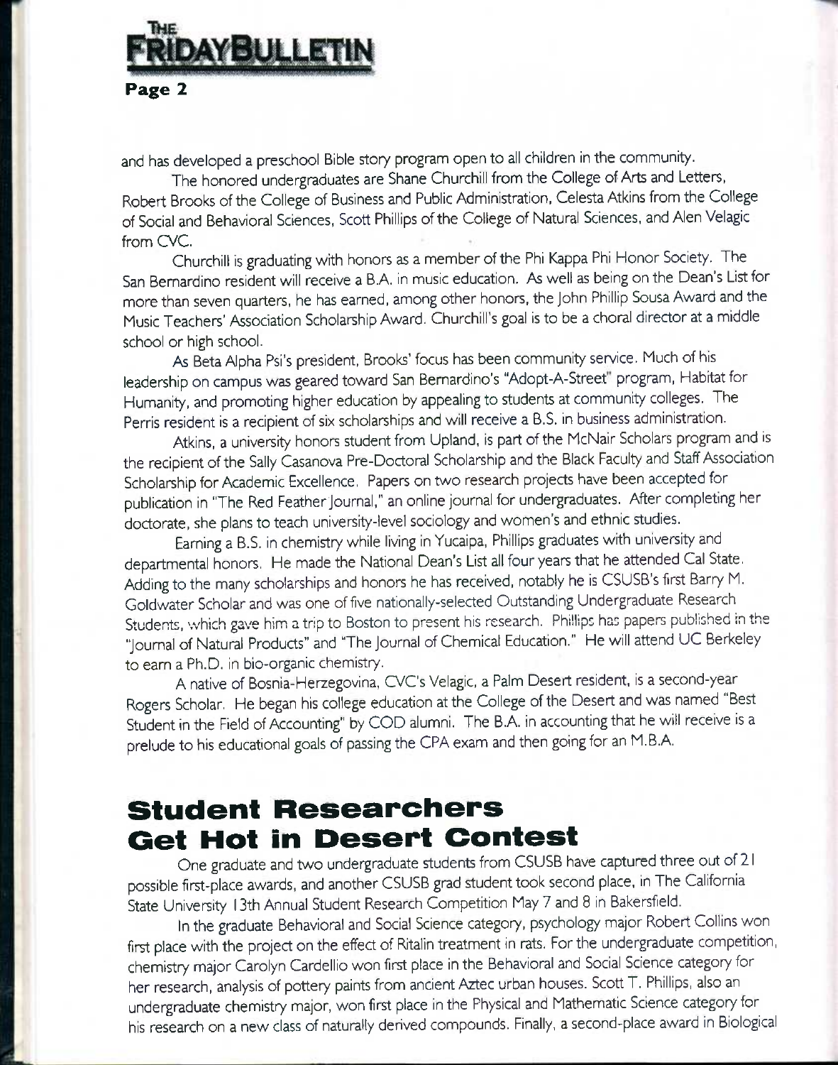and has developed a preschool Bible story program open to all children in the community.

The honored undergraduates are Shane Churchill from the College of Arts and Letters, Robert Brooks of the College of Business and Public Administration, Celesta Atkins from the College of Social and Behavioral Sciences, Scott Phillips of the College of Natural Sciences, and Alen Velagic from CVC.

Churchill is graduating with honors as a member of the Phi Kappa Phi Honor Society. The San Bernardino resident will receive a B.A. in music education. As well as being on the Dean's List for more than seven quarters, he has earned, among other honors, the John Phillip Sousa Award and the Music Teachers' Association Scholarship Award. Churchill's goal is to be a choral director at a middle school or high school.

As Beta Alpha Psi's president, Brooks' focus has been community service. Much of his leadership on campus was geared toward San Bernardino's "Adopt-A-Street" program, Habitat for Humanity, and promoting higher education by appealing to students at community colleges. The Perris resident is a recipient of six scholarships and will receive a B.S. in business administration.

Atkins, a university honors student from Upland, is part of the McNair Scholars program and is the recipient of the Sally Casanova Pre-Doctoral Scholarship and the Black Faculty and Staff Association Scholarship for Academic Excellence. Papers on two research projects have been accepted for publication in "The Red Feather Journal," an online journal for undergraduates. After completing her doctorate, she plans to teach university-level sociology and women's and ethnic studies.

Earning a B.S. in chemistry while living in Yucaipa, Phillips graduates with university and departmental honors. He made the National Dean's List all four years that he attended Cal State. Adding to the many scholarships and honors he has received, notably he is CSUSB's first Barry M. Goldwater Scholar and was one of five nationally-selected Outstanding Undergraduate Research Students, which gave him a trip to Boston to present his research. Phillips has papers published in the "Journal of Natural Products" and "The Journal of Chemical Education." He will attend UC Berkeley to earn a Ph.D. in bio-organic chemistry.

A native of Bosnia-Herzegovina, CVC's Velagic, a Palm Desert resident, is a second-year Rogers Scholar. He began his college education at the College of the Desert and was named "Best Student in the Field of Accounting" by COD alumni. The B.A. in accounting that he will receive is a prelude to his educational goals of passing the CPA exam and then going for an M.B.A.

## Student Researchers Get Hot in Desert Contest

One graduate and two undergraduate students from CSUSB have captured three out of 21 possible first-place awards, and another CSUSB grad student took second place, in The California State University 13th Annual Student Research Competition May 7 and 8 in Bakersfield.

In the graduate Behavioral and Social Science category, psychology major Robert Collins won first place with the project on the effect of Ritalin treatment in rats. For the undergraduate competition, chemistry major Carolyn Cardellio won first place in the Behavioral and Social Science category for her research, analysis of pottery paints from ancient Aztec urban houses. Scott T. Phillips, also an undergraduate chemistry major, won first place in the Physical and Mathematic Science category for his research on a new class of naturally derived compounds. Finally, a second-place award in Biological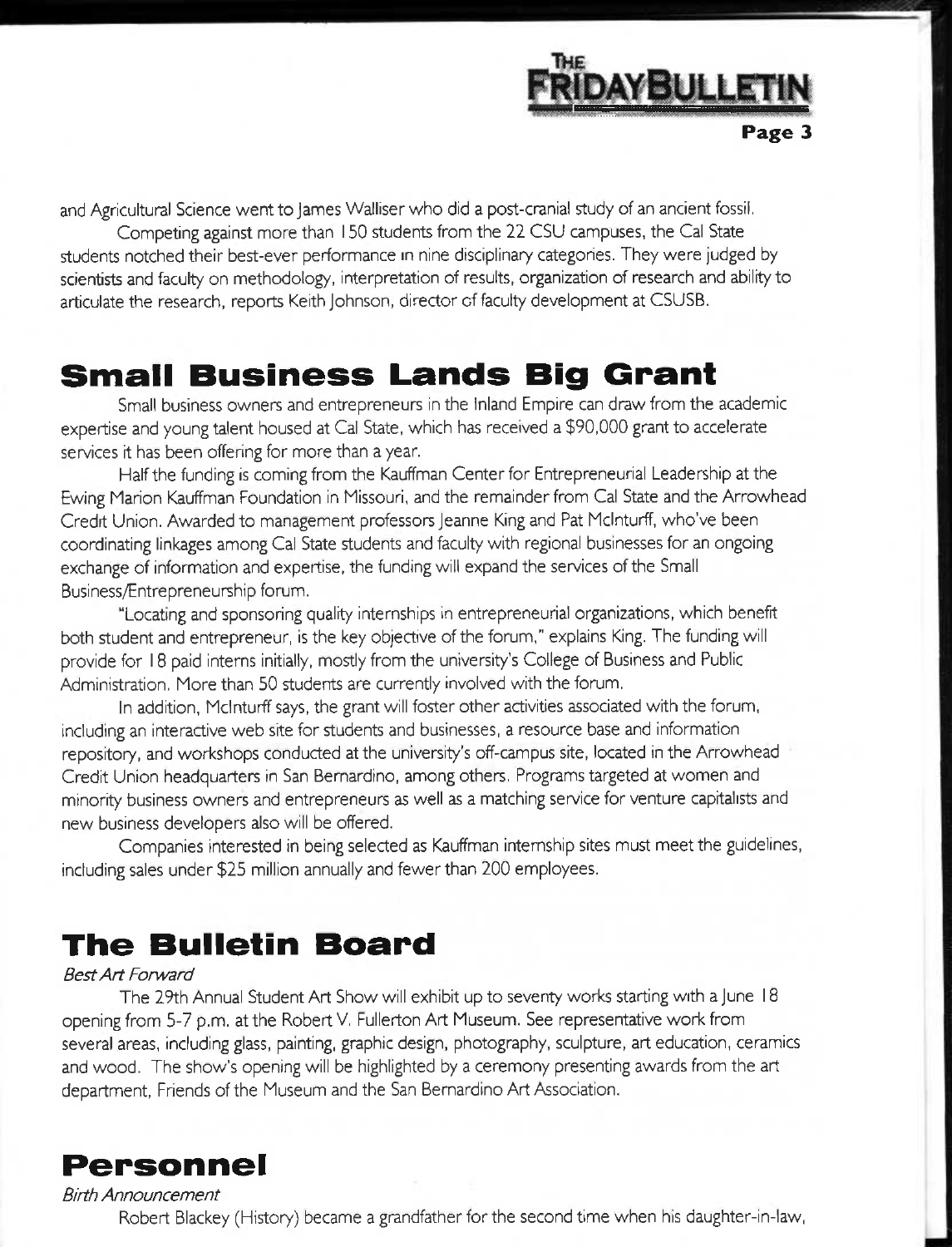and Agricultural Science went to James Walliser who did a post-cranial study of an ancient fossil.

Competing against more than 150 students from the 22 CSU campuses, the Cal State students notched their best-ever performance in nine disciplinary categories. They were judged by scientists and faculty on methodology, interpretation of results, organization of research and ability to articulate the research, reports Keith Johnson, director of faculty development at CSUSB.

## Small Business Lands Big Grant

Small business owners and entrepreneurs in the Inland Empire can draw from the academic expertise and young talent housed at Cal State, which has received a $90,000 grant to accelerate services it has been offering for more than a year.

Half the funding is coming from the Kauffman Center for Entrepreneurial Leadership at the Ewing Marion Kauffman Foundation in Missouri, and the remainder from Cal State and the Arrowhead Credit Union. Awarded to management professors Jeanne King and Pat McInturff, who've been coordinating linkages among Cal State students and faculty with regional businesses for an ongoing exchange of information and expertise, the funding will expand the services of the Small Business/Entrepreneurship forum.

"Locating and sponsoring quality internships in entrepreneurial organizations, which benefit both student and entrepreneur, is the key objective of the forum," explains King. The funding will provide for 18 paid interns initially, mostly from the university's College of Business and Public Administration. More than 50 students are currently involved with the forum.

In addition, McInturff says, the grant will foster other activities associated with the forum, including an interactive web site for students and businesses, a resource base and information repository, and workshops conducted at the university's off-campus site, located in the Arrowhead Credit Union headquarters in San Bernardino, among others. Programs targeted at women and minority business owners and entrepreneurs as well as a matching service for venture capitalists and new business developers also will be offered.

Companies interested in being selected as Kauffman internship sites must meet the guidelines, including sales under $25 million annually and fewer than 200 employees.

## The Bulletin Board

*Best Art Forward*

The 29th Annual Student Art Show will exhibit up to seventy works starting with a June 18 opening from 5-7 p.m. at the Robert V. Fullerton Art Museum. See representative work from several areas, including glass, painting, graphic design, photography, sculpture, art education, ceramics and wood. The show's opening will be highlighted by a ceremony presenting awards from the art department, Friends of the Museum and the San Bernardino Art Association.

## Personnel

*Birth Announcement*

Robert Blackey (History) became a grandfather for the second time when his daughter-in-law,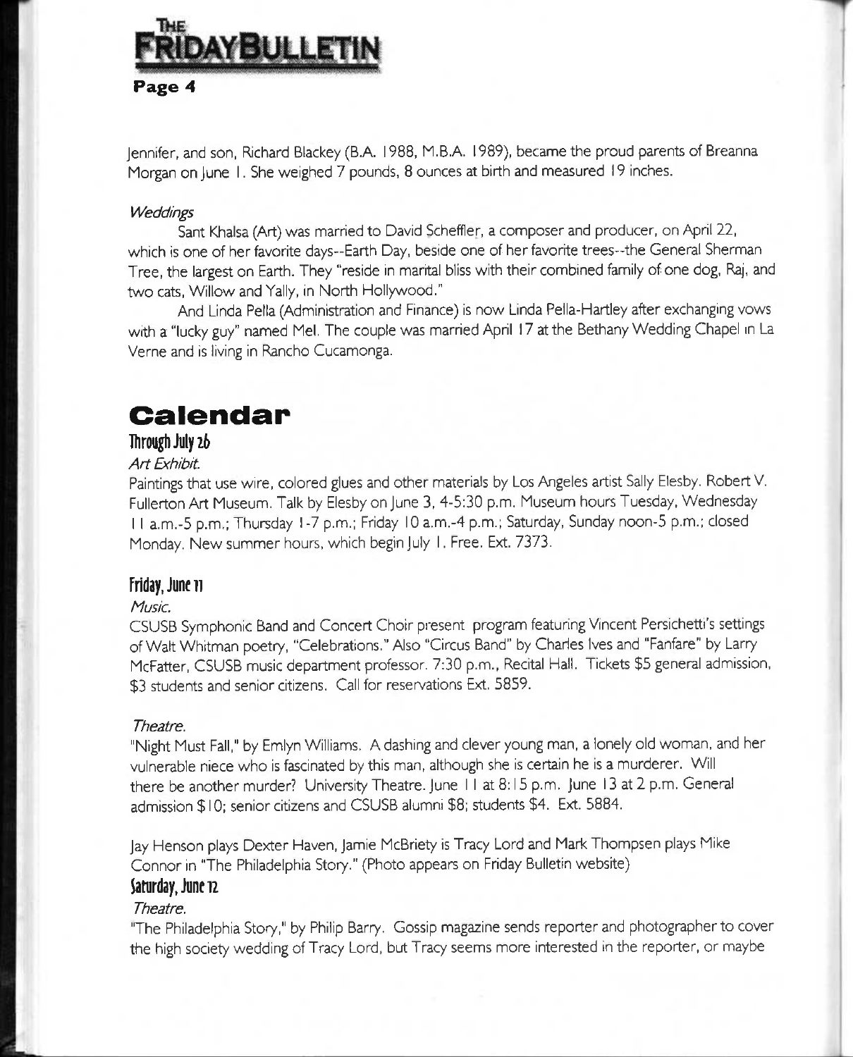Jennifer, and son, Richard Blackey (B.A. 1988, M.B.A. 1989), became the proud parents of Breanna Morgan on June 1. She weighed 7 pounds, 8 ounces at birth and measured 19 inches.

*Weddings*

Sant Khalsa (Art) was married to David Scheffler, a composer and producer, on April 22, which is one of her favorite days--Earth Day, beside one of her favorite trees--the General Sherman Tree, the largest on Earth. They "reside in marital bliss with their combined family of one dog, Raj, and two cats, Willow and Yally, in North Hollywood."

And Linda Pella (Administration and Finance) is now Linda Pella-Hartley after exchanging vows with a "lucky guy" named Mel. The couple was married April 17 at the Bethany Wedding Chapel in La Verne and is living in Rancho Cucamonga.

# Calendar

### Through July 26

*Art Exhibit.*

Paintings that use wire, colored glues and other materials by Los Angeles artist Sally Elesby. Robert V. Fullerton Art Museum. Talk by Elesby on June 3, 4-5:30 p.m. Museum hours Tuesday, Wednesday 11 a.m.-5 p.m.; Thursday 1-7 p.m.; Friday 10 a.m.-4 p.m.; Saturday, Sunday noon-5 p.m.; closed Monday. New summer hours, which begin July 1. Free. Ext. 7373.

### Friday, June 11

*Music.*

CSUSB Symphonic Band and Concert Choir present program featuring Vincent Persichetti's settings of Walt Whitman poetry, "Celebrations." Also "Circus Band" by Charles Ives and "Fanfare" by Larry McFatter, CSUSB music department professor. 7:30 p.m., Recital Hall. Tickets $5 general admission, $3 students and senior citizens. Call for reservations Ext. 5859.

*Theatre.*

"Night Must Fall," by Emlyn Williams. A dashing and clever young man, a lonely old woman, and her vulnerable niece who is fascinated by this man, although she is certain he is a murderer. Will there be another murder? University Theatre. June 11 at 8:15 p.m. June 13 at 2 p.m. General admission $10; senior citizens and CSUSB alumni $8; students $4. Ext. 5884.

Jay Henson plays Dexter Haven, Jamie McBriety is Tracy Lord and Mark Thompsen plays Mike Connor in "The Philadelphia Story." (Photo appears on Friday Bulletin website)

### Saturday, June 12

*Theatre.*

"The Philadelphia Story," by Philip Barry. Gossip magazine sends reporter and photographer to cover the high society wedding of Tracy Lord, but Tracy seems more interested in the reporter, or maybe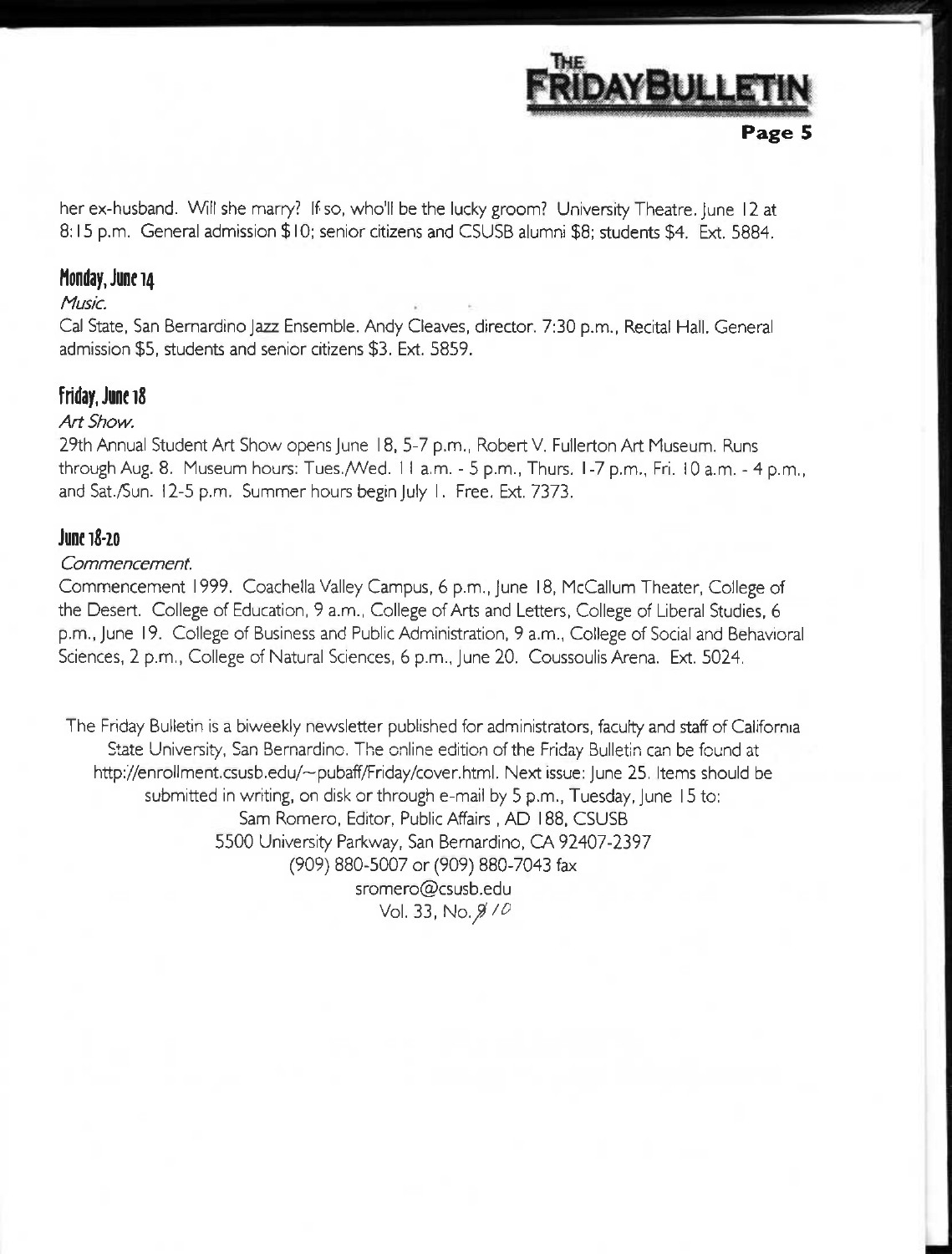her ex-husband. Will she marry? If so, who'll be the lucky groom? University Theatre. June 12 at 8:15 p.m. General admission $10; senior citizens and CSUSB alumni $8; students $4. Ext. 5884.

## Monday, June 14

*Music.*

Cal State, San Bernardino Jazz Ensemble. Andy Cleaves, director. 7:30 p.m., Recital Hall. General admission $5, students and senior citizens $3. Ext. 5859.

## Friday, June 18

*Art Show.*

29th Annual Student Art Show opens June 18, 5-7 p.m., Robert V. Fullerton Art Museum. Runs through Aug. 8. Museum hours: Tues./Wed. 11 a.m. - 5 p.m., Thurs. 1-7 p.m., Fri. 10 a.m. - 4 p.m., and Sat./Sun. 12-5 p.m. Summer hours begin July 1. Free. Ext. 7373.

## June 18-20

*Commencement.*

Commencement 1999. Coachella Valley Campus, 6 p.m., June 18, McCallum Theater, College of the Desert. College of Education, 9 a.m., College of Arts and Letters, College of Liberal Studies, 6 p.m., June 19. College of Business and Public Administration, 9 a.m., College of Social and Behavioral Sciences, 2 p.m., College of Natural Sciences, 6 p.m., June 20. Coussoulis Arena. Ext. 5024.

The Friday Bulletin is a biweekly newsletter published for administrators, faculty and staff of California State University, San Bernardino. The online edition of the Friday Bulletin can be found at http://enrollment.csusb.edu/~pubaff/Friday/cover.html. Next issue: June 25. Items should be submitted in writing, on disk or through e-mail by 5 p.m., Tuesday, June 15 to:
Sam Romero, Editor, Public Affairs, AD 188, CSUSB
5500 University Parkway, San Bernardino, CA 92407-2397
(909) 880-5007 or (909) 880-7043 fax
sromero@csusb.edu
Vol. 33, No. 9 10